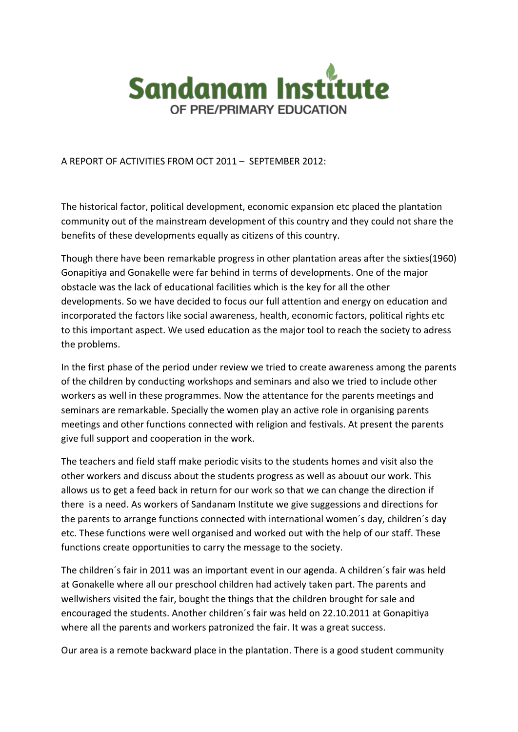# Sandanam Institute

OF PRE/PRIMARY EDUCATION

A REPORT OF ACTIVITIES FROM OCT 2011 – SEPTEMBER 2012:

The historical factor, political development, economic expansion etc placed the plantation community out of the mainstream development of this country and they could not share the benefits of these developments equally as citizens of this country.

Though there have been remarkable progress in other plantation areas after the sixties(1960) Gonapitiya and Gonakelle were far behind in terms of developments. One of the major obstacle was the lack of educational facilities which is the key for all the other developments. So we have decided to focus our full attention and energy on education and incorporated the factors like social awareness, health, economic factors, political rights etc to this important aspect. We used education as the major tool to reach the society to adress the problems.

In the first phase of the period under review we tried to create awareness among the parents of the children by conducting workshops and seminars and also we tried to include other workers as well in these programmes. Now the attentance for the parents meetings and seminars are remarkable. Specially the women play an active role in organising parents meetings and other functions connected with religion and festivals. At present the parents give full support and cooperation in the work.

The teachers and field staff make periodic visits to the students homes and visit also the other workers and discuss about the students progress as well as abouut our work. This allows us to get a feed back in return for our work so that we can change the direction if there is a need. As workers of Sandanam Institute we give suggessions and directions for the parents to arrange functions connected with international women´s day, children´s day etc. These functions were well organised and worked out with the help of our staff. These functions create opportunities to carry the message to the society.

The children´s fair in 2011 was an important event in our agenda. A children´s fair was held at Gonakelle where all our preschool children had actively taken part. The parents and wellwishers visited the fair, bought the things that the children brought for sale and encouraged the students. Another children´s fair was held on 22.10.2011 at Gonapitiya where all the parents and workers patronized the fair. It was a great success.

Our area is a remote backward place in the plantation. There is a good student community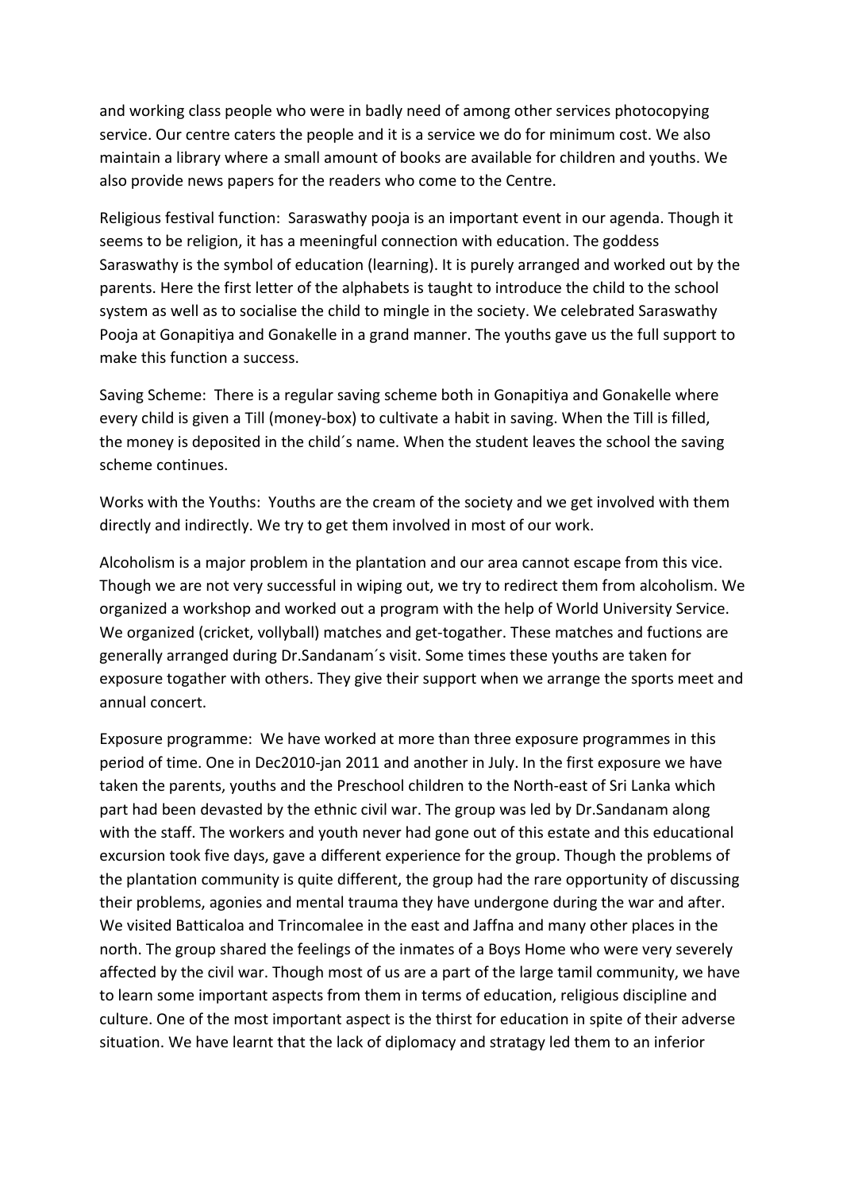and working class people who were in badly need of among other services photocopying service. Our centre caters the people and it is a service we do for minimum cost. We also maintain a library where a small amount of books are available for children and youths. We also provide news papers for the readers who come to the Centre.

Religious festival function: Saraswathy pooja is an important event in our agenda. Though it seems to be religion, it has a meeningful connection with education. The goddess Saraswathy is the symbol of education (learning). It is purely arranged and worked out by the parents. Here the first letter of the alphabets is taught to introduce the child to the school system as well as to socialise the child to mingle in the society. We celebrated Saraswathy Pooja at Gonapitiya and Gonakelle in a grand manner. The youths gave us the full support to make this function a success.

Saving Scheme: There is a regular saving scheme both in Gonapitiya and Gonakelle where every child is given a Till (money-box) to cultivate a habit in saving. When the Till is filled, the money is deposited in the child´s name. When the student leaves the school the saving scheme continues.

Works with the Youths: Youths are the cream of the society and we get involved with them directly and indirectly. We try to get them involved in most of our work.

Alcoholism is a major problem in the plantation and our area cannot escape from this vice. Though we are not very successful in wiping out, we try to redirect them from alcoholism. We organized a workshop and worked out a program with the help of World University Service. We organized (cricket, vollyball) matches and get-togather. These matches and fuctions are generally arranged during Dr.Sandanam´s visit. Some times these youths are taken for exposure togather with others. They give their support when we arrange the sports meet and annual concert.

Exposure programme: We have worked at more than three exposure programmes in this period of time. One in Dec2010-jan 2011 and another in July. In the first exposure we have taken the parents, youths and the Preschool children to the North-east of Sri Lanka which part had been devasted by the ethnic civil war. The group was led by Dr.Sandanam along with the staff. The workers and youth never had gone out of this estate and this educational excursion took five days, gave a different experience for the group. Though the problems of the plantation community is quite different, the group had the rare opportunity of discussing their problems, agonies and mental trauma they have undergone during the war and after. We visited Batticaloa and Trincomalee in the east and Jaffna and many other places in the north. The group shared the feelings of the inmates of a Boys Home who were very severely affected by the civil war. Though most of us are a part of the large tamil community, we have to learn some important aspects from them in terms of education, religious discipline and culture. One of the most important aspect is the thirst for education in spite of their adverse situation. We have learnt that the lack of diplomacy and stratagy led them to an inferior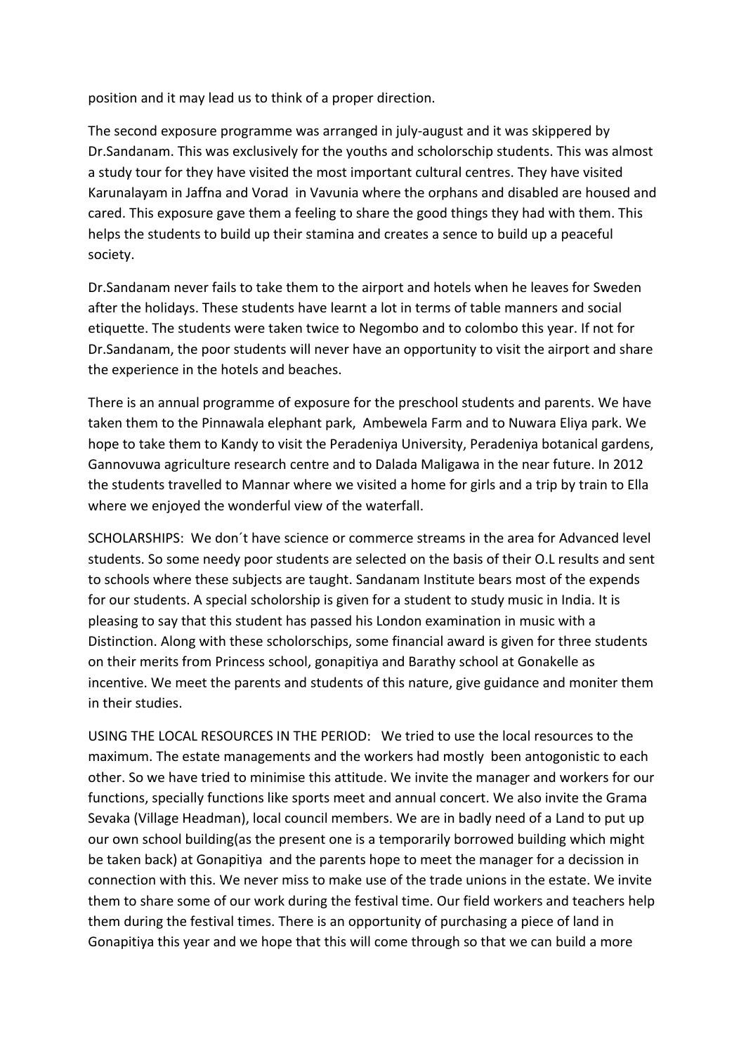position and it may lead us to think of a proper direction.

The second exposure programme was arranged in july-august and it was skippered by Dr.Sandanam. This was exclusively for the youths and scholorschip students. This was almost a study tour for they have visited the most important cultural centres. They have visited Karunalayam in Jaffna and Vorad in Vavunia where the orphans and disabled are housed and cared. This exposure gave them a feeling to share the good things they had with them. This helps the students to build up their stamina and creates a sence to build up a peaceful society.

Dr.Sandanam never fails to take them to the airport and hotels when he leaves for Sweden after the holidays. These students have learnt a lot in terms of table manners and social etiquette. The students were taken twice to Negombo and to colombo this year. If not for Dr.Sandanam, the poor students will never have an opportunity to visit the airport and share the experience in the hotels and beaches.

There is an annual programme of exposure for the preschool students and parents. We have taken them to the Pinnawala elephant park, Ambewela Farm and to Nuwara Eliya park. We hope to take them to Kandy to visit the Peradeniya University, Peradeniya botanical gardens, Gannovuwa agriculture research centre and to Dalada Maligawa in the near future. In 2012 the students travelled to Mannar where we visited a home for girls and a trip by train to Ella where we enjoyed the wonderful view of the waterfall.

SCHOLARSHIPS: We don´t have science or commerce streams in the area for Advanced level students. So some needy poor students are selected on the basis of their O.L results and sent to schools where these subjects are taught. Sandanam Institute bears most of the expends for our students. A special scholorship is given for a student to study music in India. It is pleasing to say that this student has passed his London examination in music with a Distinction. Along with these scholorschips, some financial award is given for three students on their merits from Princess school, gonapitiya and Barathy school at Gonakelle as incentive. We meet the parents and students of this nature, give guidance and moniter them in their studies.

USING THE LOCAL RESOURCES IN THE PERIOD: We tried to use the local resources to the maximum. The estate managements and the workers had mostly been antogonistic to each other. So we have tried to minimise this attitude. We invite the manager and workers for our functions, specially functions like sports meet and annual concert. We also invite the Grama Sevaka (Village Headman), local council members. We are in badly need of a Land to put up our own school building(as the present one is a temporarily borrowed building which might be taken back) at Gonapitiya and the parents hope to meet the manager for a decission in connection with this. We never miss to make use of the trade unions in the estate. We invite them to share some of our work during the festival time. Our field workers and teachers help them during the festival times. There is an opportunity of purchasing a piece of land in Gonapitiya this year and we hope that this will come through so that we can build a more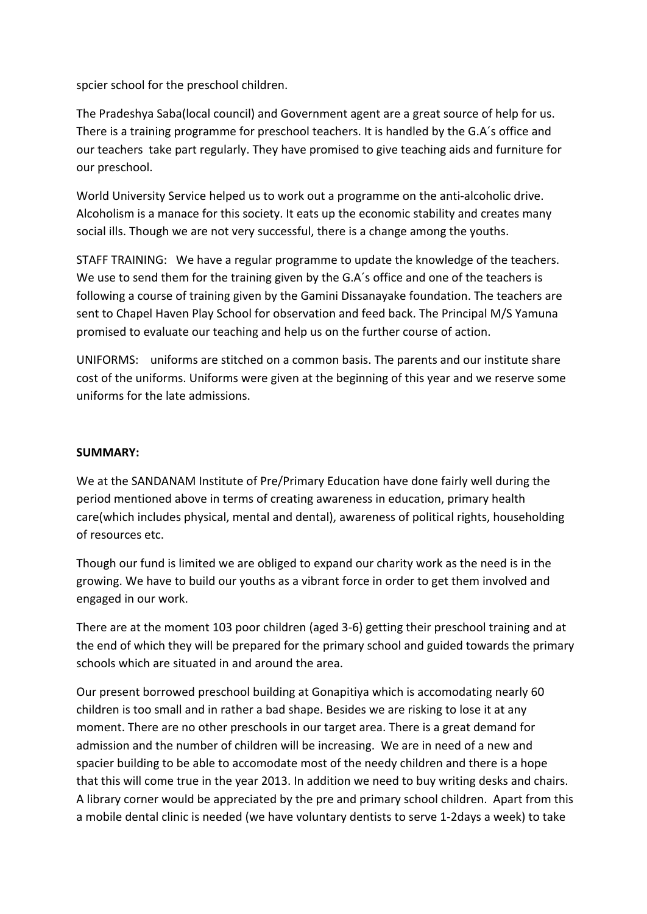spcier school for the preschool children.

The Pradeshya Saba(local council) and Government agent are a great source of help for us. There is a training programme for preschool teachers. It is handled by the G.A´s office and our teachers take part regularly. They have promised to give teaching aids and furniture for our preschool.

World University Service helped us to work out a programme on the anti-alcoholic drive. Alcoholism is a manace for this society. It eats up the economic stability and creates many social ills. Though we are not very successful, there is a change among the youths.

STAFF TRAINING: We have a regular programme to update the knowledge of the teachers. We use to send them for the training given by the G.A´s office and one of the teachers is following a course of training given by the Gamini Dissanayake foundation. The teachers are sent to Chapel Haven Play School for observation and feed back. The Principal M/S Yamuna promised to evaluate our teaching and help us on the further course of action.

UNIFORMS: uniforms are stitched on a common basis. The parents and our institute share cost of the uniforms. Uniforms were given at the beginning of this year and we reserve some uniforms for the late admissions.

**SUMMARY:**

We at the SANDANAM Institute of Pre/Primary Education have done fairly well during the period mentioned above in terms of creating awareness in education, primary health care(which includes physical, mental and dental), awareness of political rights, householding of resources etc.

Though our fund is limited we are obliged to expand our charity work as the need is in the growing. We have to build our youths as a vibrant force in order to get them involved and engaged in our work.

There are at the moment 103 poor children (aged 3-6) getting their preschool training and at the end of which they will be prepared for the primary school and guided towards the primary schools which are situated in and around the area.

Our present borrowed preschool building at Gonapitiya which is accomodating nearly 60 children is too small and in rather a bad shape. Besides we are risking to lose it at any moment. There are no other preschools in our target area. There is a great demand for admission and the number of children will be increasing. We are in need of a new and spacier building to be able to accomodate most of the needy children and there is a hope that this will come true in the year 2013. In addition we need to buy writing desks and chairs. A library corner would be appreciated by the pre and primary school children. Apart from this a mobile dental clinic is needed (we have voluntary dentists to serve 1-2days a week) to take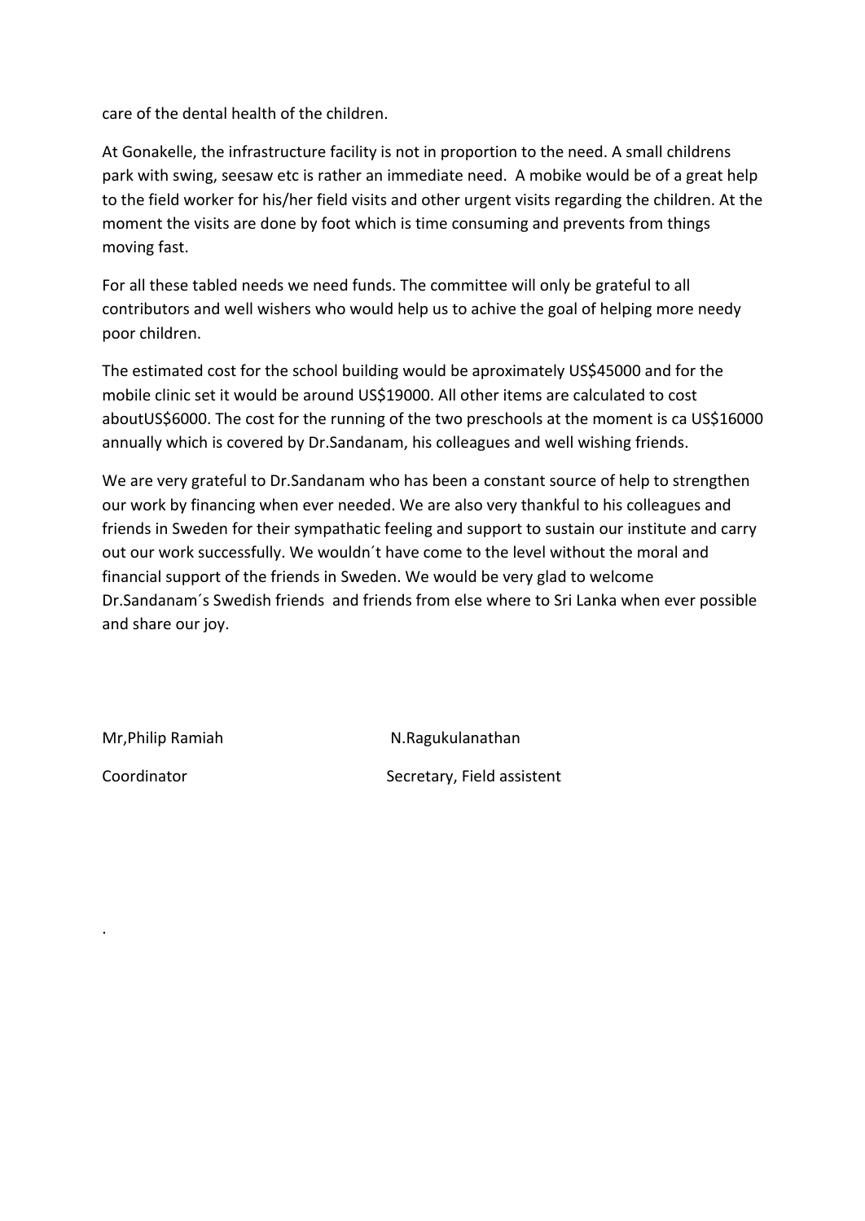care of the dental health of the children.

At Gonakelle, the infrastructure facility is not in proportion to the need. A small childrens park with swing, seesaw etc is rather an immediate need. A mobike would be of a great help to the field worker for his/her field visits and other urgent visits regarding the children. At the moment the visits are done by foot which is time consuming and prevents from things moving fast.

For all these tabled needs we need funds. The committee will only be grateful to all contributors and well wishers who would help us to achive the goal of helping more needy poor children.

The estimated cost for the school building would be aproximately US$45000 and for the mobile clinic set it would be around US$19000. All other items are calculated to cost aboutUS$6000. The cost for the running of the two preschools at the moment is ca US$16000 annually which is covered by Dr.Sandanam, his colleagues and well wishing friends.

We are very grateful to Dr.Sandanam who has been a constant source of help to strengthen our work by financing when ever needed. We are also very thankful to his colleagues and friends in Sweden for their sympathatic feeling and support to sustain our institute and carry out our work successfully. We wouldn´t have come to the level without the moral and financial support of the friends in Sweden. We would be very glad to welcome Dr.Sandanam´s Swedish friends and friends from else where to Sri Lanka when ever possible and share our joy.

Mr,Philip Ramiah
Coordinator

N.Ragukulanathan
Secretary, Field assistent

.